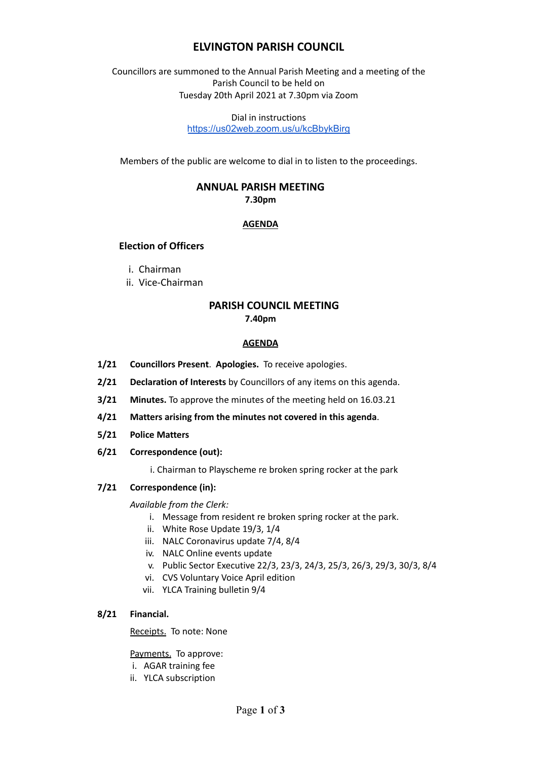# ELVINGTON PARISH COUNCIL

Councillors are summoned to the Annual Parish Meeting and a meeting of the Parish Council to be held on
Tuesday 20th April 2021 at 7.30pm via Zoom

Dial in instructions
https://us02web.zoom.us/u/kcBbykBirg

Members of the public are welcome to dial in to listen to the proceedings.

## ANNUAL PARISH MEETING

**7.30pm**

**AGENDA**

### Election of Officers

i. Chairman
ii. Vice-Chairman

## PARISH COUNCIL MEETING

**7.40pm**

**AGENDA**

**1/21** **Councillors Present**. **Apologies.** To receive apologies.

**2/21** **Declaration of Interests** by Councillors of any items on this agenda.

**3/21** **Minutes.** To approve the minutes of the meeting held on 16.03.21

**4/21** **Matters arising from the minutes not covered in this agenda**.

**5/21** **Police Matters**

**6/21** **Correspondence (out):**

i. Chairman to Playscheme re broken spring rocker at the park

**7/21** **Correspondence (in):**

*Available from the Clerk:*

i. Message from resident re broken spring rocker at the park.
ii. White Rose Update 19/3, 1/4
iii. NALC Coronavirus update 7/4, 8/4
iv. NALC Online events update
v. Public Sector Executive 22/3, 23/3, 24/3, 25/3, 26/3, 29/3, 30/3, 8/4
vi. CVS Voluntary Voice April edition
vii. YLCA Training bulletin 9/4

**8/21** **Financial.**

Receipts. To note: None

Payments. To approve:
i. AGAR training fee
ii. YLCA subscription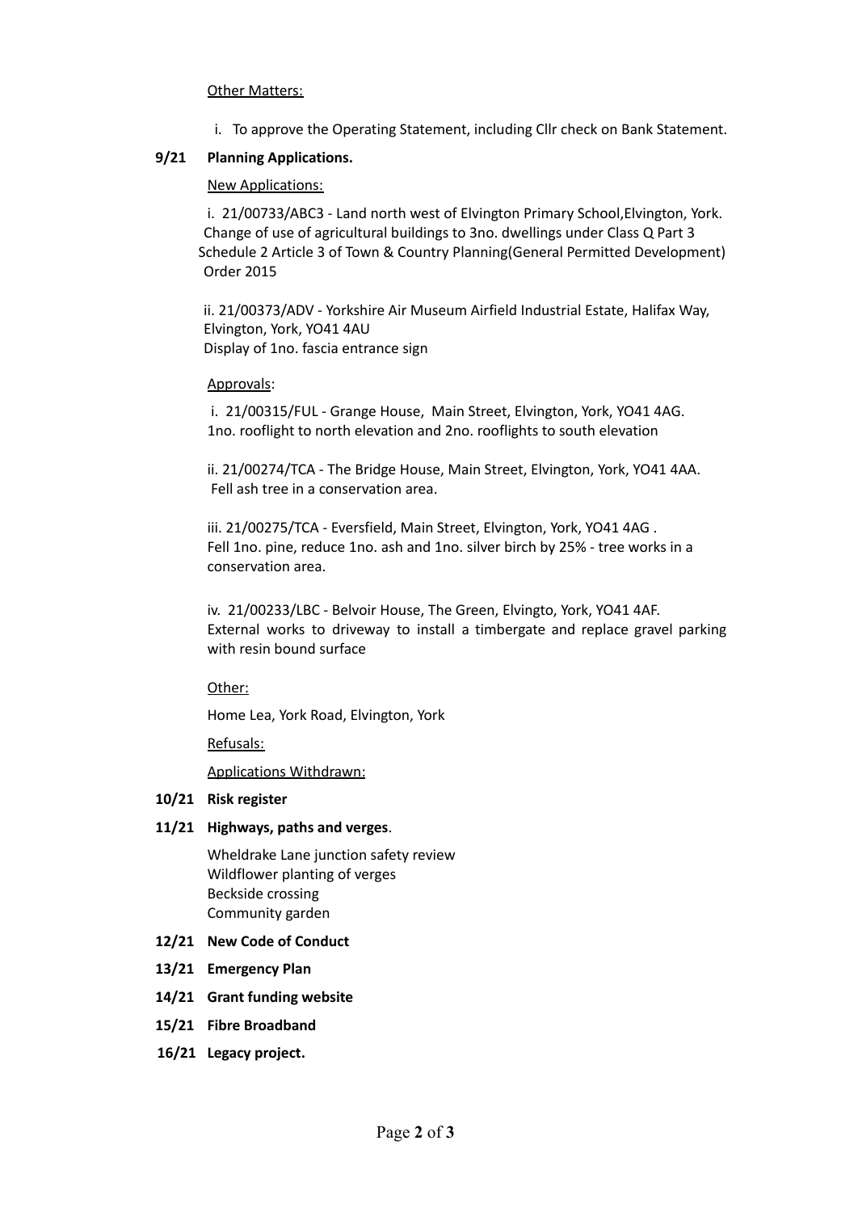Other Matters:

i. To approve the Operating Statement, including Cllr check on Bank Statement.

**9/21 Planning Applications.**

New Applications:

i. 21/00733/ABC3 - Land north west of Elvington Primary School,Elvington, York. Change of use of agricultural buildings to 3no. dwellings under Class Q Part 3 Schedule 2 Article 3 of Town & Country Planning(General Permitted Development) Order 2015

ii. 21/00373/ADV - Yorkshire Air Museum Airfield Industrial Estate, Halifax Way, Elvington, York, YO41 4AU
Display of 1no. fascia entrance sign

Approvals:

i. 21/00315/FUL - Grange House, Main Street, Elvington, York, YO41 4AG.
1no. rooflight to north elevation and 2no. rooflights to south elevation

ii. 21/00274/TCA - The Bridge House, Main Street, Elvington, York, YO41 4AA.
Fell ash tree in a conservation area.

iii. 21/00275/TCA - Eversfield, Main Street, Elvington, York, YO41 4AG .
Fell 1no. pine, reduce 1no. ash and 1no. silver birch by 25% - tree works in a conservation area.

iv. 21/00233/LBC - Belvoir House, The Green, Elvingto, York, YO41 4AF.
External works to driveway to install a timbergate and replace gravel parking with resin bound surface

Other:

Home Lea, York Road, Elvington, York

Refusals:

Applications Withdrawn:

**10/21 Risk register**

**11/21 Highways, paths and verges**.

Wheldrake Lane junction safety review
Wildflower planting of verges
Beckside crossing
Community garden

**12/21 New Code of Conduct**

**13/21 Emergency Plan**

**14/21 Grant funding website**

**15/21 Fibre Broadband**

**16/21 Legacy project.**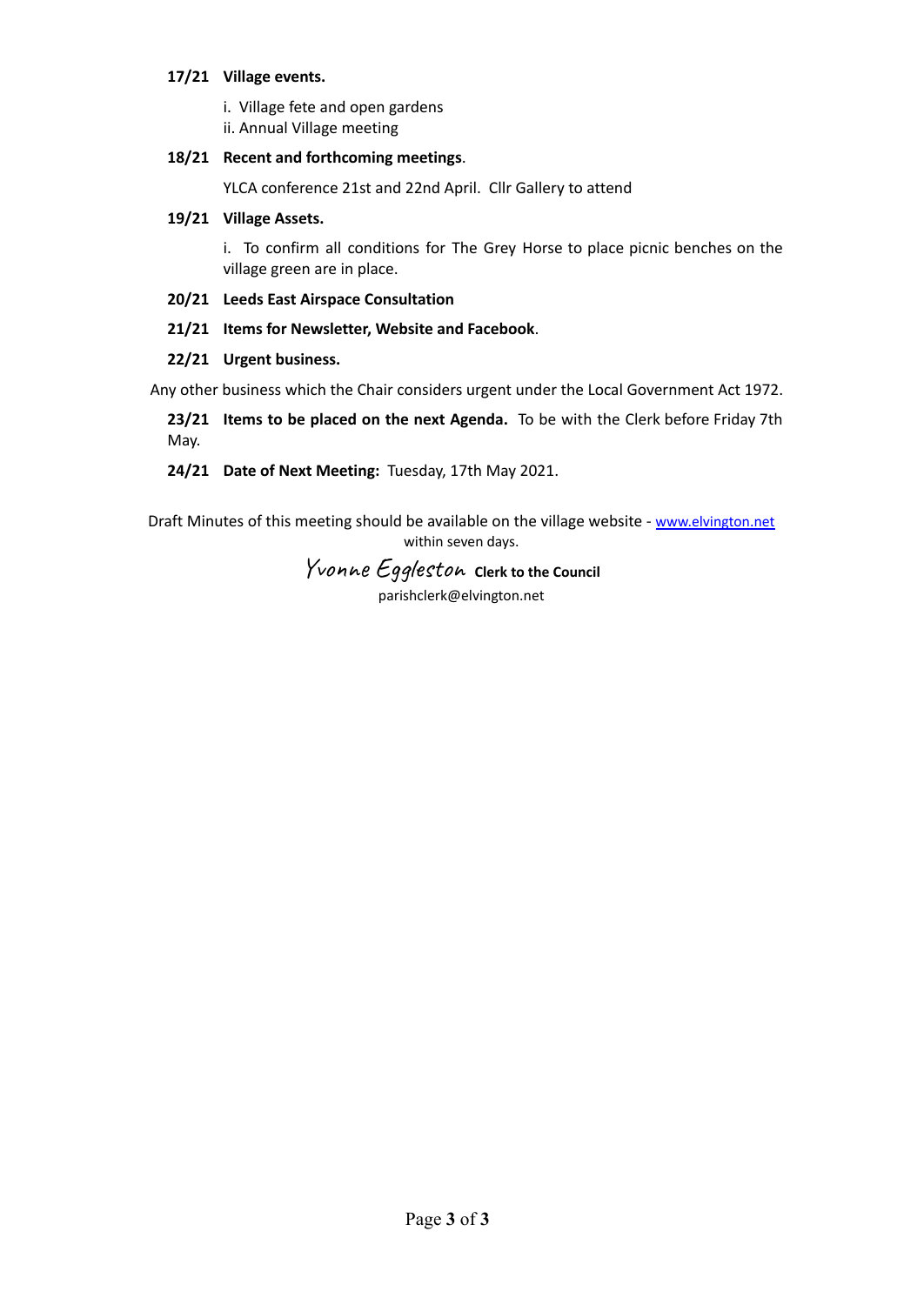**17/21 Village events.**

i. Village fete and open gardens
ii. Annual Village meeting

**18/21 Recent and forthcoming meetings**.

YLCA conference 21st and 22nd April. Cllr Gallery to attend

**19/21 Village Assets.**

i. To confirm all conditions for The Grey Horse to place picnic benches on the village green are in place.

**20/21 Leeds East Airspace Consultation**

**21/21 Items for Newsletter, Website and Facebook**.

**22/21 Urgent business.**

Any other business which the Chair considers urgent under the Local Government Act 1972.

**23/21 Items to be placed on the next Agenda.** To be with the Clerk before Friday 7th May.

**24/21 Date of Next Meeting:** Tuesday, 17th May 2021.

Draft Minutes of this meeting should be available on the village website - www.elvington.net within seven days.

Yvonne Eggleston **Clerk to the Council**

parishclerk@elvington.net